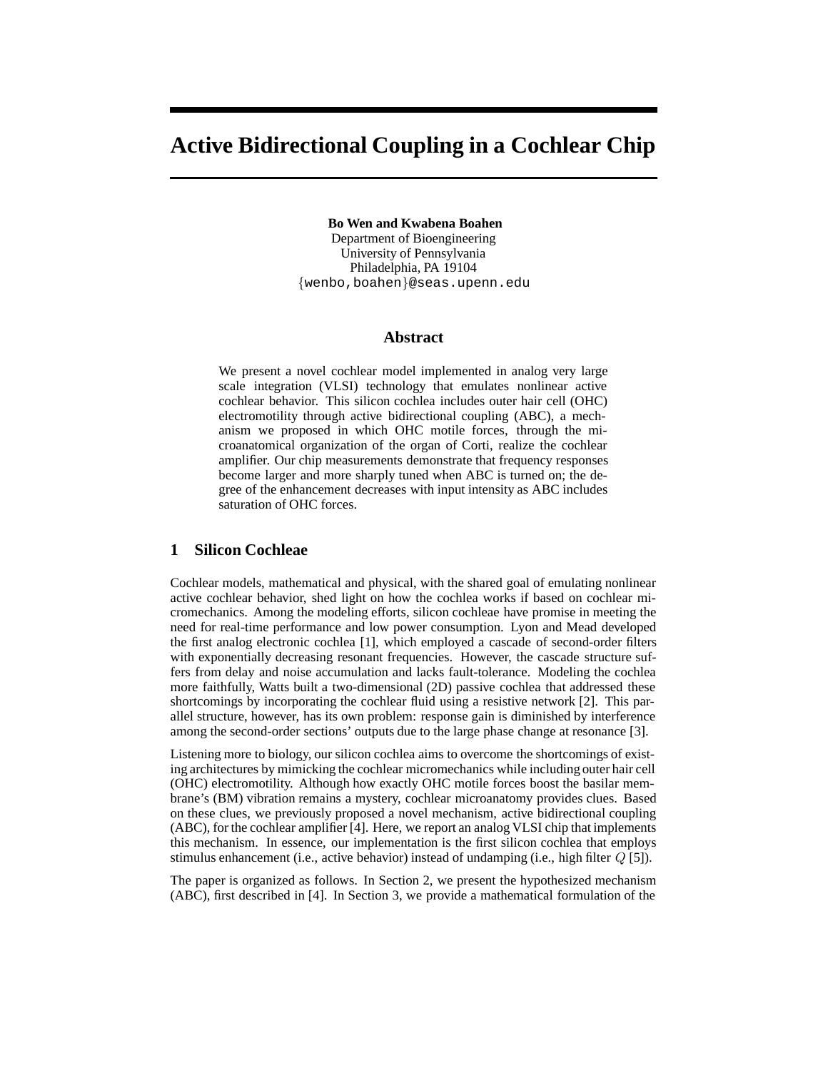# Active Bidirectional Coupling in a Cochlear Chip

**Bo Wen and Kwabena Boahen**
Department of Bioengineering
University of Pennsylvania
Philadelphia, PA 19104
{wenbo,boahen}@seas.upenn.edu

## Abstract

We present a novel cochlear model implemented in analog very large scale integration (VLSI) technology that emulates nonlinear active cochlear behavior. This silicon cochlea includes outer hair cell (OHC) electromotility through active bidirectional coupling (ABC), a mechanism we proposed in which OHC motile forces, through the microanatomical organization of the organ of Corti, realize the cochlear amplifier. Our chip measurements demonstrate that frequency responses become larger and more sharply tuned when ABC is turned on; the degree of the enhancement decreases with input intensity as ABC includes saturation of OHC forces.

## 1 Silicon Cochleae

Cochlear models, mathematical and physical, with the shared goal of emulating nonlinear active cochlear behavior, shed light on how the cochlea works if based on cochlear micromechanics. Among the modeling efforts, silicon cochleae have promise in meeting the need for real-time performance and low power consumption. Lyon and Mead developed the first analog electronic cochlea [1], which employed a cascade of second-order filters with exponentially decreasing resonant frequencies. However, the cascade structure suffers from delay and noise accumulation and lacks fault-tolerance. Modeling the cochlea more faithfully, Watts built a two-dimensional (2D) passive cochlea that addressed these shortcomings by incorporating the cochlear fluid using a resistive network [2]. This parallel structure, however, has its own problem: response gain is diminished by interference among the second-order sections' outputs due to the large phase change at resonance [3].

Listening more to biology, our silicon cochlea aims to overcome the shortcomings of existing architectures by mimicking the cochlear micromechanics while including outer hair cell (OHC) electromotility. Although how exactly OHC motile forces boost the basilar membrane's (BM) vibration remains a mystery, cochlear microanatomy provides clues. Based on these clues, we previously proposed a novel mechanism, active bidirectional coupling (ABC), for the cochlear amplifier [4]. Here, we report an analog VLSI chip that implements this mechanism. In essence, our implementation is the first silicon cochlea that employs stimulus enhancement (i.e., active behavior) instead of undamping (i.e., high filter $Q$ [5]).

The paper is organized as follows. In Section 2, we present the hypothesized mechanism (ABC), first described in [4]. In Section 3, we provide a mathematical formulation of the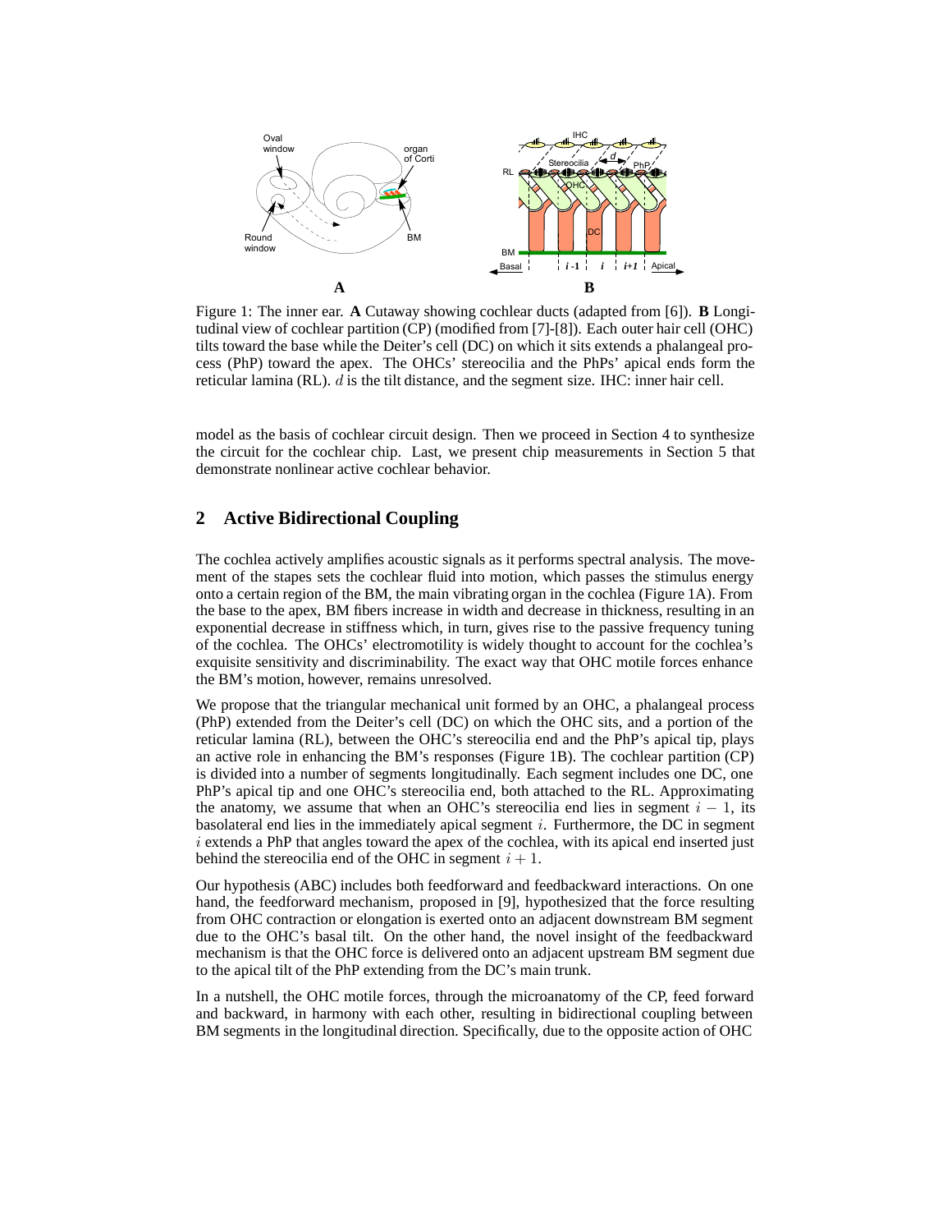Oval window

organ of Corti

Round window

BM

**A**

IHC

Stereocilia

$d$

PhP

RL

OHC

DC

BM

Basal

$i$ -1

$i$

$i$+1

Apical

**B**

Figure 1: The inner ear. **A** Cutaway showing cochlear ducts (adapted from [6]). **B** Longitudinal view of cochlear partition (CP) (modified from [7]-[8]). Each outer hair cell (OHC) tilts toward the base while the Deiter's cell (DC) on which it sits extends a phalangeal process (PhP) toward the apex. The OHCs' stereocilia and the PhPs' apical ends form the reticular lamina (RL). $d$ is the tilt distance, and the segment size. IHC: inner hair cell.

model as the basis of cochlear circuit design. Then we proceed in Section 4 to synthesize the circuit for the cochlear chip. Last, we present chip measurements in Section 5 that demonstrate nonlinear active cochlear behavior.

## 2 Active Bidirectional Coupling

The cochlea actively amplifies acoustic signals as it performs spectral analysis. The movement of the stapes sets the cochlear fluid into motion, which passes the stimulus energy onto a certain region of the BM, the main vibrating organ in the cochlea (Figure 1A). From the base to the apex, BM fibers increase in width and decrease in thickness, resulting in an exponential decrease in stiffness which, in turn, gives rise to the passive frequency tuning of the cochlea. The OHCs' electromotility is widely thought to account for the cochlea's exquisite sensitivity and discriminability. The exact way that OHC motile forces enhance the BM's motion, however, remains unresolved.

We propose that the triangular mechanical unit formed by an OHC, a phalangeal process (PhP) extended from the Deiter's cell (DC) on which the OHC sits, and a portion of the reticular lamina (RL), between the OHC's stereocilia end and the PhP's apical tip, plays an active role in enhancing the BM's responses (Figure 1B). The cochlear partition (CP) is divided into a number of segments longitudinally. Each segment includes one DC, one PhP's apical tip and one OHC's stereocilia end, both attached to the RL. Approximating the anatomy, we assume that when an OHC's stereocilia end lies in segment $i-1$, its basolateral end lies in the immediately apical segment $i$. Furthermore, the DC in segment $i$ extends a PhP that angles toward the apex of the cochlea, with its apical end inserted just behind the stereocilia end of the OHC in segment $i+1$.

Our hypothesis (ABC) includes both feedforward and feedbackward interactions. On one hand, the feedforward mechanism, proposed in [9], hypothesized that the force resulting from OHC contraction or elongation is exerted onto an adjacent downstream BM segment due to the OHC's basal tilt. On the other hand, the novel insight of the feedbackward mechanism is that the OHC force is delivered onto an adjacent upstream BM segment due to the apical tilt of the PhP extending from the DC's main trunk.

In a nutshell, the OHC motile forces, through the microanatomy of the CP, feed forward and backward, in harmony with each other, resulting in bidirectional coupling between BM segments in the longitudinal direction. Specifically, due to the opposite action of OHC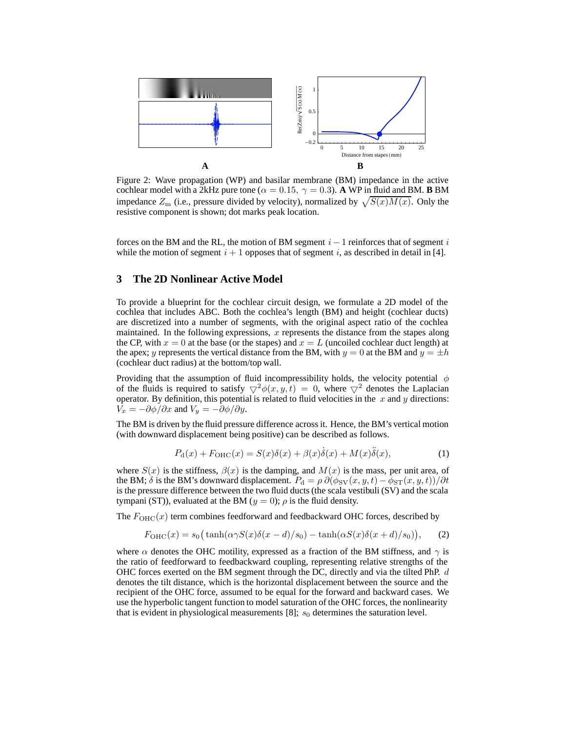Figure 2: Wave propagation (WP) and basilar membrane (BM) impedance in the active cochlear model with a 2kHz pure tone ($\alpha = 0.15,\ \gamma = 0.3$). **A** WP in fluid and BM. **B** BM impedance $Z_{\mathrm{m}}$ (i.e., pressure divided by velocity), normalized by $\sqrt{S(x)M(x)}$. Only the resistive component is shown; dot marks peak location.

forces on the BM and the RL, the motion of BM segment $i-1$ reinforces that of segment $i$ while the motion of segment $i+1$ opposes that of segment $i$, as described in detail in [4].

## 3 The 2D Nonlinear Active Model

To provide a blueprint for the cochlear circuit design, we formulate a 2D model of the cochlea that includes ABC. Both the cochlea's length (BM) and height (cochlear ducts) are discretized into a number of segments, with the original aspect ratio of the cochlea maintained. In the following expressions, $x$ represents the distance from the stapes along the CP, with $x = 0$ at the base (or the stapes) and $x = L$ (uncoiled cochlear duct length) at the apex; $y$ represents the vertical distance from the BM, with $y = 0$ at the BM and $y = \pm h$ (cochlear duct radius) at the bottom/top wall.

Providing that the assumption of fluid incompressibility holds, the velocity potential $\phi$ of the fluids is required to satisfy $\bigtriangledown^2\phi(x, y, t) = 0$, where $\bigtriangledown^2$ denotes the Laplacian operator. By definition, this potential is related to fluid velocities in the $x$ and $y$ directions: $V_x = -\partial\phi/\partial x$ and $V_y = -\partial\phi/\partial y$.

The BM is driven by the fluid pressure difference across it. Hence, the BM's vertical motion (with downward displacement being positive) can be described as follows.

$$P_{\mathrm{d}}(x) + F_{\mathrm{OHC}}(x) = S(x)\delta(x) + \beta(x)\dot{\delta}(x) + M(x)\ddot{\delta}(x), \tag{1}$$

where $S(x)$ is the stiffness, $\beta(x)$ is the damping, and $M(x)$ is the mass, per unit area, of the BM; $\delta$ is the BM's downward displacement. $P_{\mathrm{d}} = \rho\,\partial(\phi_{\mathrm{SV}}(x, y, t) - \phi_{\mathrm{ST}}(x, y, t))/\partial t$ is the pressure difference between the two fluid ducts (the scala vestibuli (SV) and the scala tympani (ST)), evaluated at the BM ($y = 0$); $\rho$ is the fluid density.

The $F_{\mathrm{OHC}}(x)$ term combines feedforward and feedbackward OHC forces, described by

$$F_{\mathrm{OHC}}(x) = s_0\big(\tanh(\alpha\gamma S(x)\delta(x-d)/s_0) - \tanh(\alpha S(x)\delta(x+d)/s_0)\big), \tag{2}$$

where $\alpha$ denotes the OHC motility, expressed as a fraction of the BM stiffness, and $\gamma$ is the ratio of feedforward to feedbackward coupling, representing relative strengths of the OHC forces exerted on the BM segment through the DC, directly and via the tilted PhP. $d$ denotes the tilt distance, which is the horizontal displacement between the source and the recipient of the OHC force, assumed to be equal for the forward and backward cases. We use the hyperbolic tangent function to model saturation of the OHC forces, the nonlinearity that is evident in physiological measurements [8]; $s_0$ determines the saturation level.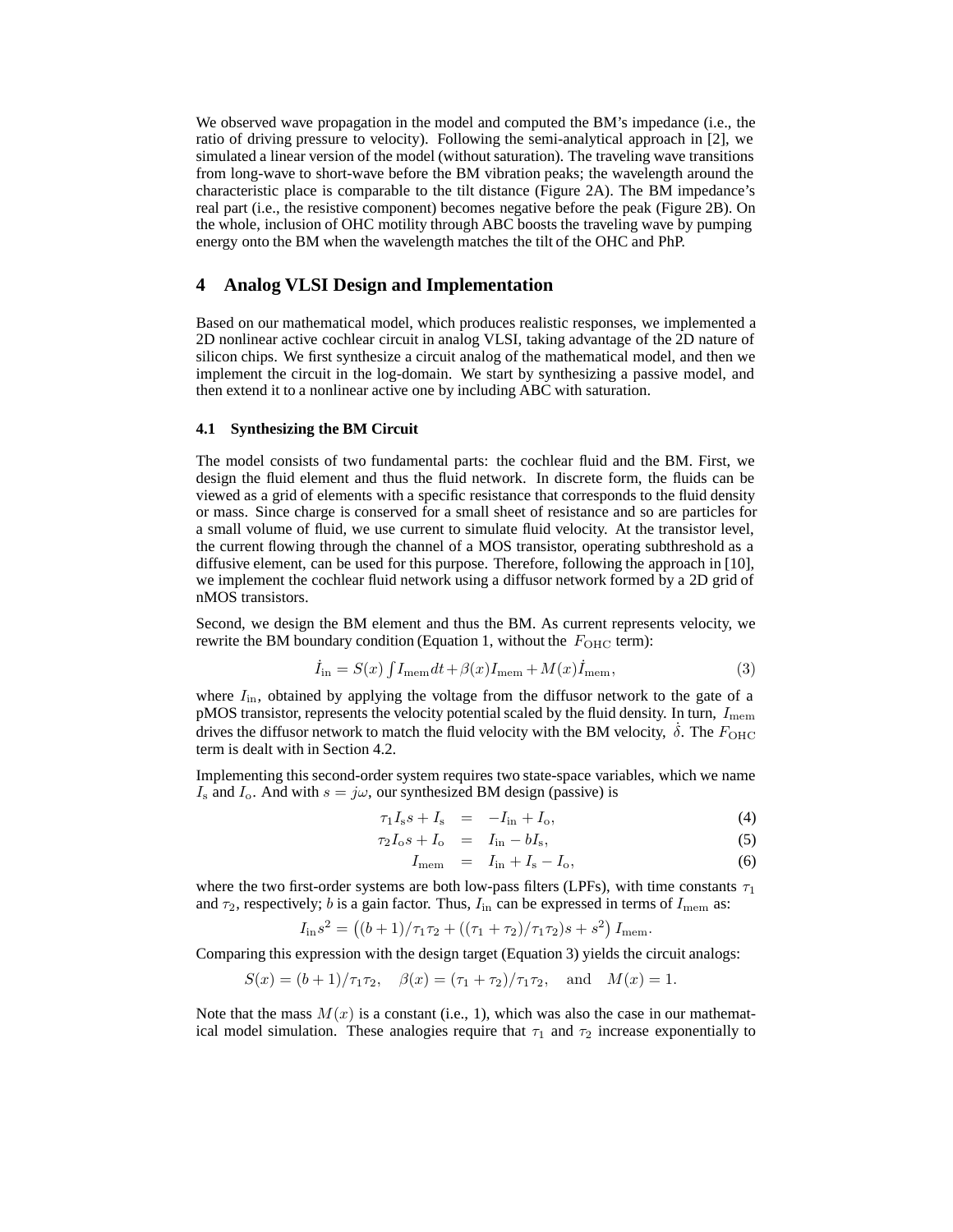We observed wave propagation in the model and computed the BM's impedance (i.e., the ratio of driving pressure to velocity). Following the semi-analytical approach in [2], we simulated a linear version of the model (without saturation). The traveling wave transitions from long-wave to short-wave before the BM vibration peaks; the wavelength around the characteristic place is comparable to the tilt distance (Figure 2A). The BM impedance's real part (i.e., the resistive component) becomes negative before the peak (Figure 2B). On the whole, inclusion of OHC motility through ABC boosts the traveling wave by pumping energy onto the BM when the wavelength matches the tilt of the OHC and PhP.

## 4 Analog VLSI Design and Implementation

Based on our mathematical model, which produces realistic responses, we implemented a 2D nonlinear active cochlear circuit in analog VLSI, taking advantage of the 2D nature of silicon chips. We first synthesize a circuit analog of the mathematical model, and then we implement the circuit in the log-domain. We start by synthesizing a passive model, and then extend it to a nonlinear active one by including ABC with saturation.

### 4.1 Synthesizing the BM Circuit

The model consists of two fundamental parts: the cochlear fluid and the BM. First, we design the fluid element and thus the fluid network. In discrete form, the fluids can be viewed as a grid of elements with a specific resistance that corresponds to the fluid density or mass. Since charge is conserved for a small sheet of resistance and so are particles for a small volume of fluid, we use current to simulate fluid velocity. At the transistor level, the current flowing through the channel of a MOS transistor, operating subthreshold as a diffusive element, can be used for this purpose. Therefore, following the approach in [10], we implement the cochlear fluid network using a diffusor network formed by a 2D grid of nMOS transistors.

Second, we design the BM element and thus the BM. As current represents velocity, we rewrite the BM boundary condition (Equation 1, without the $F_{\mathrm{OHC}}$ term):

$$\dot{I}_{\mathrm{in}} = S(x)\int I_{\mathrm{mem}}dt + \beta(x)I_{\mathrm{mem}} + M(x)\dot{I}_{\mathrm{mem}}, \tag{3}$$

where $I_{\mathrm{in}}$, obtained by applying the voltage from the diffusor network to the gate of a pMOS transistor, represents the velocity potential scaled by the fluid density. In turn, $I_{\mathrm{mem}}$ drives the diffusor network to match the fluid velocity with the BM velocity, $\dot{\delta}$. The $F_{\mathrm{OHC}}$ term is dealt with in Section 4.2.

Implementing this second-order system requires two state-space variables, which we name $I_{\mathrm{s}}$ and $I_{\mathrm{o}}$. And with $s = j\omega$, our synthesized BM design (passive) is

$$\tau_1 I_{\mathrm{s}} s + I_{\mathrm{s}} = -I_{\mathrm{in}} + I_{\mathrm{o}}, \tag{4}$$

$$\tau_2 I_{\mathrm{o}} s + I_{\mathrm{o}} = I_{\mathrm{in}} - bI_{\mathrm{s}}, \tag{5}$$

$$I_{\mathrm{mem}} = I_{\mathrm{in}} + I_{\mathrm{s}} - I_{\mathrm{o}}, \tag{6}$$

where the two first-order systems are both low-pass filters (LPFs), with time constants $\tau_1$ and $\tau_2$, respectively; $b$ is a gain factor. Thus, $I_{\mathrm{in}}$ can be expressed in terms of $I_{\mathrm{mem}}$ as:

$$I_{\mathrm{in}}s^2 = \left((b+1)/\tau_1\tau_2 + ((\tau_1+\tau_2)/\tau_1\tau_2)s + s^2\right) I_{\mathrm{mem}}.$$

Comparing this expression with the design target (Equation 3) yields the circuit analogs:

$$S(x) = (b+1)/\tau_1\tau_2, \quad \beta(x) = (\tau_1+\tau_2)/\tau_1\tau_2, \quad \text{and} \quad M(x) = 1.$$

Note that the mass $M(x)$ is a constant (i.e., 1), which was also the case in our mathematical model simulation. These analogies require that $\tau_1$ and $\tau_2$ increase exponentially to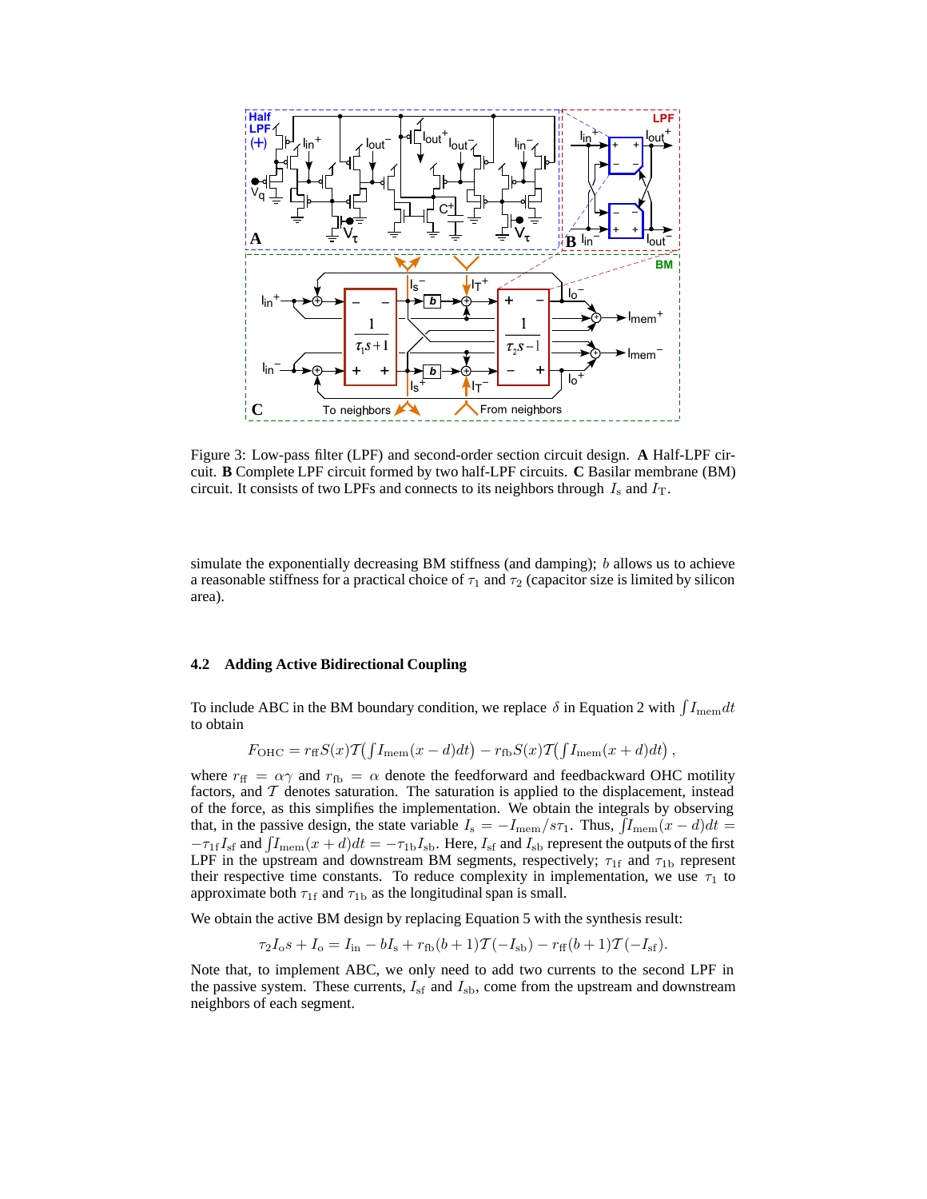Figure 3: Low-pass filter (LPF) and second-order section circuit design. **A** Half-LPF circuit. **B** Complete LPF circuit formed by two half-LPF circuits. **C** Basilar membrane (BM) circuit. It consists of two LPFs and connects to its neighbors through $I_{\mathrm{s}}$ and $I_{\mathrm{T}}$.

simulate the exponentially decreasing BM stiffness (and damping); $b$ allows us to achieve a reasonable stiffness for a practical choice of $\tau_1$ and $\tau_2$ (capacitor size is limited by silicon area).

### 4.2 Adding Active Bidirectional Coupling

To include ABC in the BM boundary condition, we replace $\delta$ in Equation 2 with $\int I_{\mathrm{mem}} dt$ to obtain

$$F_{\mathrm{OHC}} = r_{\mathrm{ff}} S(x) \mathcal{T}\big(\textstyle\int I_{\mathrm{mem}}(x-d)dt\big) - r_{\mathrm{fb}} S(x) \mathcal{T}\big(\textstyle\int I_{\mathrm{mem}}(x+d)dt\big) \,,$$

where $r_{\mathrm{ff}} = \alpha\gamma$ and $r_{\mathrm{fb}} = \alpha$ denote the feedforward and feedbackward OHC motility factors, and $\mathcal{T}$ denotes saturation. The saturation is applied to the displacement, instead of the force, as this simplifies the implementation. We obtain the integrals by observing that, in the passive design, the state variable $I_{\mathrm{s}} = -I_{\mathrm{mem}}/s\tau_1$. Thus, $\int I_{\mathrm{mem}}(x-d)dt = -\tau_{1\mathrm{f}} I_{\mathrm{sf}}$ and $\int I_{\mathrm{mem}}(x+d)dt = -\tau_{1\mathrm{b}} I_{\mathrm{sb}}$. Here, $I_{\mathrm{sf}}$ and $I_{\mathrm{sb}}$ represent the outputs of the first LPF in the upstream and downstream BM segments, respectively; $\tau_{1\mathrm{f}}$ and $\tau_{1\mathrm{b}}$ represent their respective time constants. To reduce complexity in implementation, we use $\tau_1$ to approximate both $\tau_{1\mathrm{f}}$ and $\tau_{1\mathrm{b}}$ as the longitudinal span is small.

We obtain the active BM design by replacing Equation 5 with the synthesis result:

$$\tau_2 I_{\mathrm{o}} s + I_{\mathrm{o}} = I_{\mathrm{in}} - bI_{\mathrm{s}} + r_{\mathrm{fb}}(b+1)\mathcal{T}(-I_{\mathrm{sb}}) - r_{\mathrm{ff}}(b+1)\mathcal{T}(-I_{\mathrm{sf}}).$$

Note that, to implement ABC, we only need to add two currents to the second LPF in the passive system. These currents, $I_{\mathrm{sf}}$ and $I_{\mathrm{sb}}$, come from the upstream and downstream neighbors of each segment.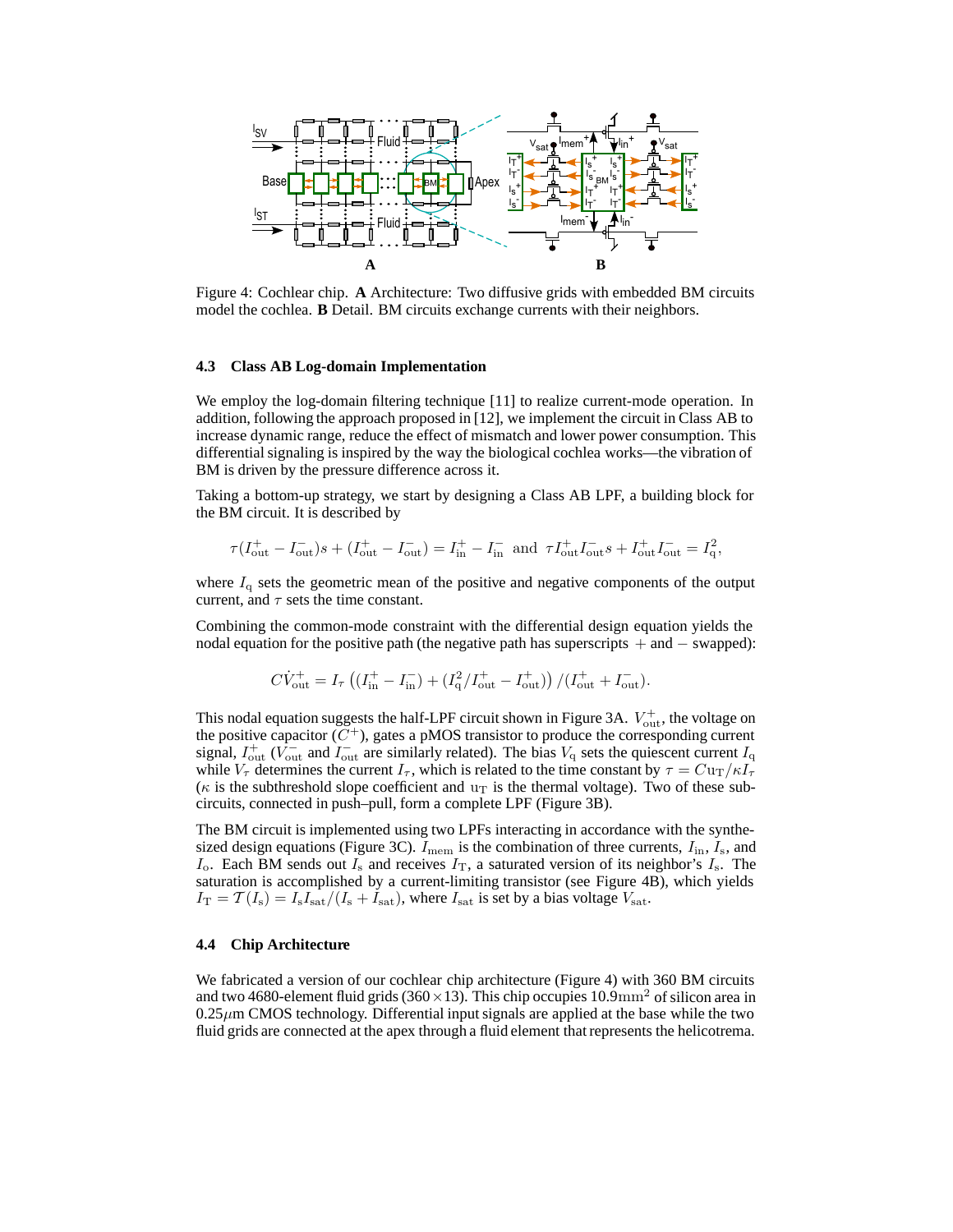Figure 4: Cochlear chip. **A** Architecture: Two diffusive grids with embedded BM circuits model the cochlea. **B** Detail. BM circuits exchange currents with their neighbors.

### 4.3 Class AB Log-domain Implementation

We employ the log-domain filtering technique [11] to realize current-mode operation. In addition, following the approach proposed in [12], we implement the circuit in Class AB to increase dynamic range, reduce the effect of mismatch and lower power consumption. This differential signaling is inspired by the way the biological cochlea works—the vibration of BM is driven by the pressure difference across it.

Taking a bottom-up strategy, we start by designing a Class AB LPF, a building block for the BM circuit. It is described by

$$\tau(I_{\rm out}^{+} - I_{\rm out}^{-})s + (I_{\rm out}^{+} - I_{\rm out}^{-}) = I_{\rm in}^{+} - I_{\rm in}^{-} \;\text{ and }\; \tau I_{\rm out}^{+} I_{\rm out}^{-} s + I_{\rm out}^{+} I_{\rm out}^{-} = I_{\rm q}^{2},$$

where $I_{\rm q}$ sets the geometric mean of the positive and negative components of the output current, and $\tau$ sets the time constant.

Combining the common-mode constraint with the differential design equation yields the nodal equation for the positive path (the negative path has superscripts $+$ and $-$ swapped):

$$C\dot{V}_{\rm out}^{+} = I_{\tau}\left((I_{\rm in}^{+} - I_{\rm in}^{-}) + (I_{\rm q}^{2}/I_{\rm out}^{+} - I_{\rm out}^{+})\right)/(I_{\rm out}^{+} + I_{\rm out}^{-}).$$

This nodal equation suggests the half-LPF circuit shown in Figure 3A. $V_{\rm out}^{+}$, the voltage on the positive capacitor ($C^{+}$), gates a pMOS transistor to produce the corresponding current signal, $I_{\rm out}^{+}$ ($V_{\rm out}^{-}$ and $I_{\rm out}^{-}$ are similarly related). The bias $V_{\rm q}$ sets the quiescent current $I_{\rm q}$ while $V_{\tau}$ determines the current $I_{\tau}$, which is related to the time constant by $\tau = C{\rm u_T}/\kappa I_{\tau}$ ($\kappa$ is the subthreshold slope coefficient and ${\rm u_T}$ is the thermal voltage). Two of these subcircuits, connected in push–pull, form a complete LPF (Figure 3B).

The BM circuit is implemented using two LPFs interacting in accordance with the synthesized design equations (Figure 3C). $I_{\rm mem}$ is the combination of three currents, $I_{\rm in}$, $I_{\rm s}$, and $I_{\rm o}$. Each BM sends out $I_{\rm s}$ and receives $I_{\rm T}$, a saturated version of its neighbor's $I_{\rm s}$. The saturation is accomplished by a current-limiting transistor (see Figure 4B), which yields $I_{\rm T} = \mathcal{T}(I_{\rm s}) = I_{\rm s}I_{\rm sat}/(I_{\rm s} + I_{\rm sat})$, where $I_{\rm sat}$ is set by a bias voltage $V_{\rm sat}$.

### 4.4 Chip Architecture

We fabricated a version of our cochlear chip architecture (Figure 4) with 360 BM circuits and two 4680-element fluid grids ($360 \times 13$). This chip occupies $10.9\text{mm}^2$ of silicon area in $0.25\mu$m CMOS technology. Differential input signals are applied at the base while the two fluid grids are connected at the apex through a fluid element that represents the helicotrema.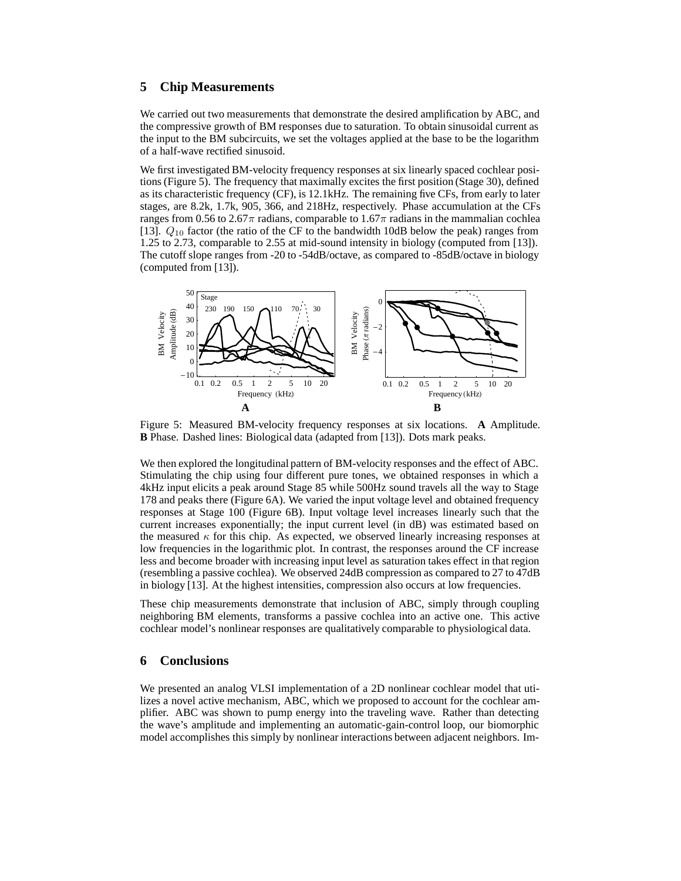## 5 Chip Measurements

We carried out two measurements that demonstrate the desired amplification by ABC, and the compressive growth of BM responses due to saturation. To obtain sinusoidal current as the input to the BM subcircuits, we set the voltages applied at the base to be the logarithm of a half-wave rectified sinusoid.

We first investigated BM-velocity frequency responses at six linearly spaced cochlear positions (Figure 5). The frequency that maximally excites the first position (Stage 30), defined as its characteristic frequency (CF), is 12.1kHz. The remaining five CFs, from early to later stages, are 8.2k, 1.7k, 905, 366, and 218Hz, respectively. Phase accumulation at the CFs ranges from 0.56 to $2.67\pi$ radians, comparable to $1.67\pi$ radians in the mammalian cochlea [13]. $Q_{10}$ factor (the ratio of the CF to the bandwidth 10dB below the peak) ranges from 1.25 to 2.73, comparable to 2.55 at mid-sound intensity in biology (computed from [13]). The cutoff slope ranges from -20 to -54dB/octave, as compared to -85dB/octave in biology (computed from [13]).

Figure 5: Measured BM-velocity frequency responses at six locations. **A** Amplitude. **B** Phase. Dashed lines: Biological data (adapted from [13]). Dots mark peaks.

We then explored the longitudinal pattern of BM-velocity responses and the effect of ABC. Stimulating the chip using four different pure tones, we obtained responses in which a 4kHz input elicits a peak around Stage 85 while 500Hz sound travels all the way to Stage 178 and peaks there (Figure 6A). We varied the input voltage level and obtained frequency responses at Stage 100 (Figure 6B). Input voltage level increases linearly such that the current increases exponentially; the input current level (in dB) was estimated based on the measured $\kappa$ for this chip. As expected, we observed linearly increasing responses at low frequencies in the logarithmic plot. In contrast, the responses around the CF increase less and become broader with increasing input level as saturation takes effect in that region (resembling a passive cochlea). We observed 24dB compression as compared to 27 to 47dB in biology [13]. At the highest intensities, compression also occurs at low frequencies.

These chip measurements demonstrate that inclusion of ABC, simply through coupling neighboring BM elements, transforms a passive cochlea into an active one. This active cochlear model's nonlinear responses are qualitatively comparable to physiological data.

## 6 Conclusions

We presented an analog VLSI implementation of a 2D nonlinear cochlear model that utilizes a novel active mechanism, ABC, which we proposed to account for the cochlear amplifier. ABC was shown to pump energy into the traveling wave. Rather than detecting the wave's amplitude and implementing an automatic-gain-control loop, our biomorphic model accomplishes this simply by nonlinear interactions between adjacent neighbors. Im-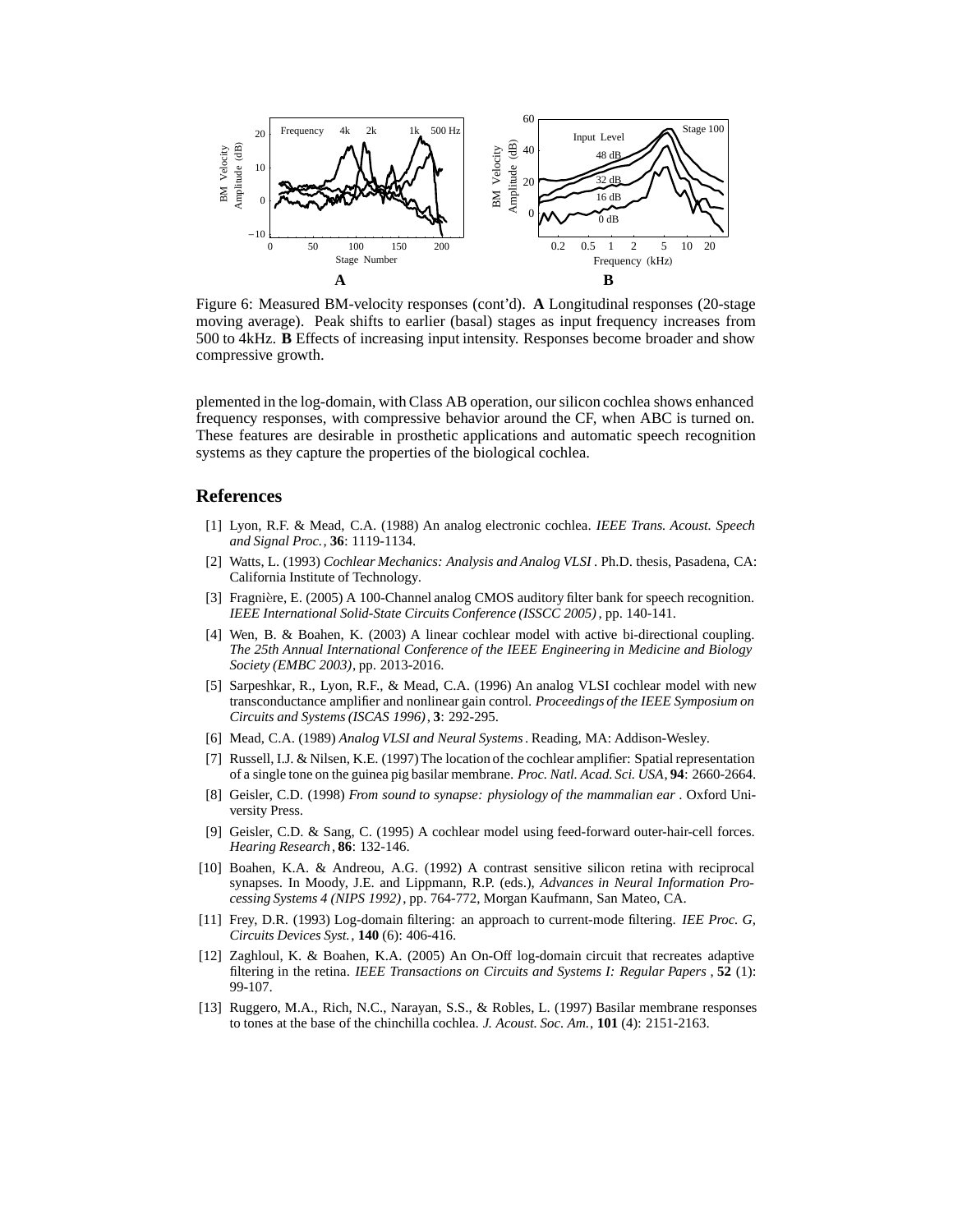Frequency 4k 2k 1k 500 Hz

BM Velocity Amplitude (dB)

20
10
0
−10

0 50 100 150 200

Stage Number

**A**

60
40
20
0

Input Level

48 dB
32 dB
16 dB
0 dB

Stage 100

BM Velocity Amplitude (dB)

0.2 0.5 1 2 5 10 20

Frequency (kHz)

**B**

Figure 6: Measured BM-velocity responses (cont'd). **A** Longitudinal responses (20-stage moving average). Peak shifts to earlier (basal) stages as input frequency increases from 500 to 4kHz. **B** Effects of increasing input intensity. Responses become broader and show compressive growth.

plemented in the log-domain, with Class AB operation, our silicon cochlea shows enhanced frequency responses, with compressive behavior around the CF, when ABC is turned on. These features are desirable in prosthetic applications and automatic speech recognition systems as they capture the properties of the biological cochlea.

## References

[1] Lyon, R.F. & Mead, C.A. (1988) An analog electronic cochlea. *IEEE Trans. Acoust. Speech and Signal Proc.*, **36**: 1119-1134.

[2] Watts, L. (1993) *Cochlear Mechanics: Analysis and Analog VLSI*. Ph.D. thesis, Pasadena, CA: California Institute of Technology.

[3] Fragnière, E. (2005) A 100-Channel analog CMOS auditory filter bank for speech recognition. *IEEE International Solid-State Circuits Conference (ISSCC 2005)*, pp. 140-141.

[4] Wen, B. & Boahen, K. (2003) A linear cochlear model with active bi-directional coupling. *The 25th Annual International Conference of the IEEE Engineering in Medicine and Biology Society (EMBC 2003)*, pp. 2013-2016.

[5] Sarpeshkar, R., Lyon, R.F., & Mead, C.A. (1996) An analog VLSI cochlear model with new transconductance amplifier and nonlinear gain control. *Proceedings of the IEEE Symposium on Circuits and Systems (ISCAS 1996)*, **3**: 292-295.

[6] Mead, C.A. (1989) *Analog VLSI and Neural Systems*. Reading, MA: Addison-Wesley.

[7] Russell, I.J. & Nilsen, K.E. (1997) The location of the cochlear amplifier: Spatial representation of a single tone on the guinea pig basilar membrane. *Proc. Natl. Acad. Sci. USA*, **94**: 2660-2664.

[8] Geisler, C.D. (1998) *From sound to synapse: physiology of the mammalian ear*. Oxford University Press.

[9] Geisler, C.D. & Sang, C. (1995) A cochlear model using feed-forward outer-hair-cell forces. *Hearing Research*, **86**: 132-146.

[10] Boahen, K.A. & Andreou, A.G. (1992) A contrast sensitive silicon retina with reciprocal synapses. In Moody, J.E. and Lippmann, R.P. (eds.), *Advances in Neural Information Processing Systems 4 (NIPS 1992)*, pp. 764-772, Morgan Kaufmann, San Mateo, CA.

[11] Frey, D.R. (1993) Log-domain filtering: an approach to current-mode filtering. *IEE Proc. G, Circuits Devices Syst.*, **140** (6): 406-416.

[12] Zaghloul, K. & Boahen, K.A. (2005) An On-Off log-domain circuit that recreates adaptive filtering in the retina. *IEEE Transactions on Circuits and Systems I: Regular Papers*, **52** (1): 99-107.

[13] Ruggero, M.A., Rich, N.C., Narayan, S.S., & Robles, L. (1997) Basilar membrane responses to tones at the base of the chinchilla cochlea. *J. Acoust. Soc. Am.*, **101** (4): 2151-2163.